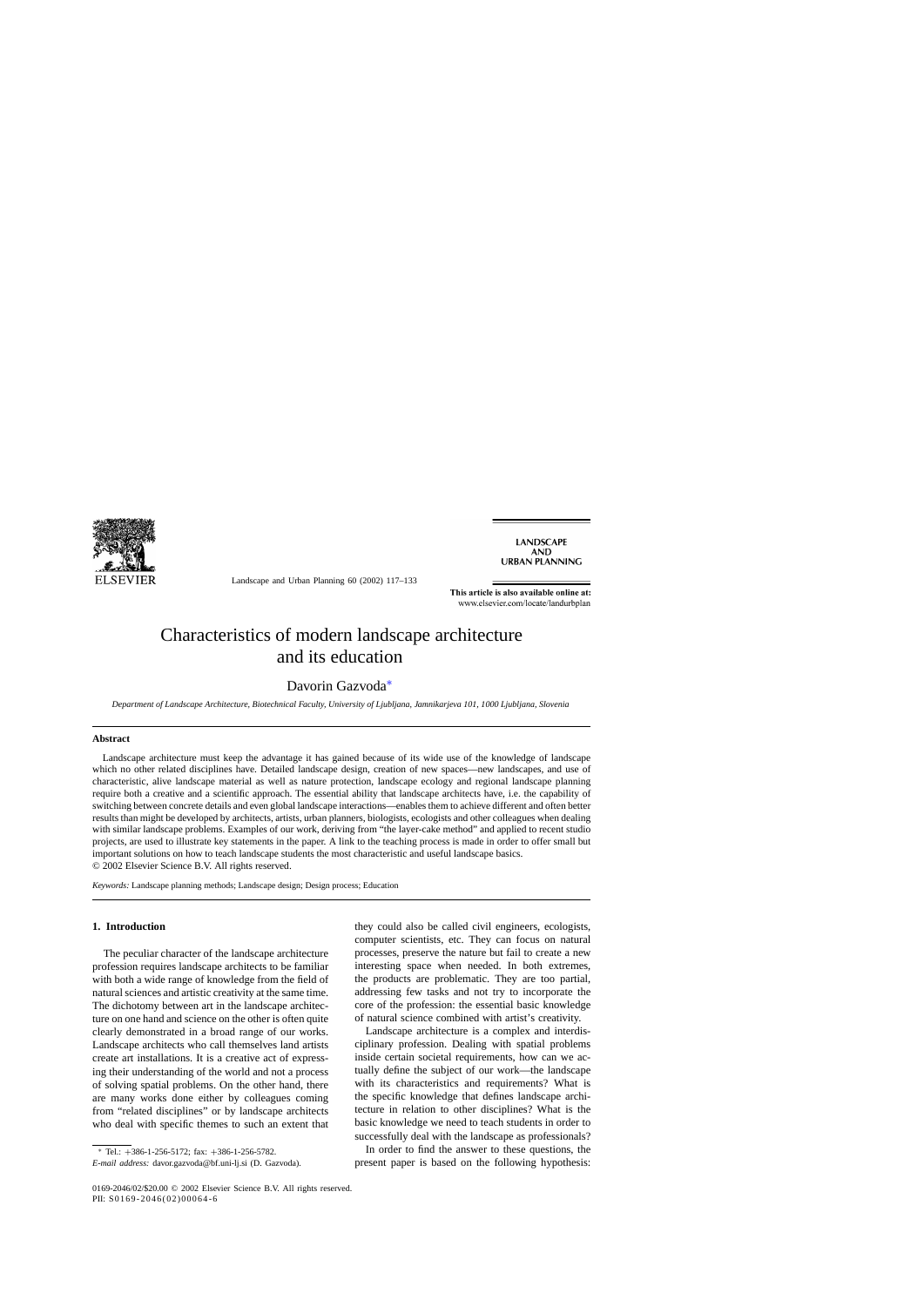# Characteristics of modern landscape architecture and its education

Davorin Gazvoda*

*Department of Landscape Architecture, Biotechnical Faculty, University of Ljubljana, Jamnikarjeva 101, 1000 Ljubljana, Slovenia*

## Abstract

Landscape architecture must keep the advantage it has gained because of its wide use of the knowledge of landscape which no other related disciplines have. Detailed landscape design, creation of new spaces—new landscapes, and use of characteristic, alive landscape material as well as nature protection, landscape ecology and regional landscape planning require both a creative and a scientific approach. The essential ability that landscape architects have, i.e. the capability of switching between concrete details and even global landscape interactions—enables them to achieve different and often better results than might be developed by architects, artists, urban planners, biologists, ecologists and other colleagues when dealing with similar landscape problems. Examples of our work, deriving from "the layer-cake method" and applied to recent studio projects, are used to illustrate key statements in the paper. A link to the teaching process is made in order to offer small but important solutions on how to teach landscape students the most characteristic and useful landscape basics.
© 2002 Elsevier Science B.V. All rights reserved.

*Keywords:* Landscape planning methods; Landscape design; Design process; Education

## 1. Introduction

The peculiar character of the landscape architecture profession requires landscape architects to be familiar with both a wide range of knowledge from the field of natural sciences and artistic creativity at the same time. The dichotomy between art in the landscape architecture on one hand and science on the other is often quite clearly demonstrated in a broad range of our works. Landscape architects who call themselves land artists create art installations. It is a creative act of expressing their understanding of the world and not a process of solving spatial problems. On the other hand, there are many works done either by colleagues coming from "related disciplines" or by landscape architects who deal with specific themes to such an extent that they could also be called civil engineers, ecologists, computer scientists, etc. They can focus on natural processes, preserve the nature but fail to create a new interesting space when needed. In both extremes, the products are problematic. They are too partial, addressing few tasks and not try to incorporate the core of the profession: the essential basic knowledge of natural science combined with artist's creativity.

Landscape architecture is a complex and interdisciplinary profession. Dealing with spatial problems inside certain societal requirements, how can we actually define the subject of our work—the landscape with its characteristics and requirements? What is the specific knowledge that defines landscape architecture in relation to other disciplines? What is the basic knowledge we need to teach students in order to successfully deal with the landscape as professionals?

In order to find the answer to these questions, the present paper is based on the following hypothesis:

* Tel.: +386-1-256-5172; fax: +386-1-256-5782.
*E-mail address:* davor.gazvoda@bf.uni-lj.si (D. Gazvoda).

0169-2046/02/$20.00 © 2002 Elsevier Science B.V. All rights reserved.
PII: S0169-2046(02)00064-6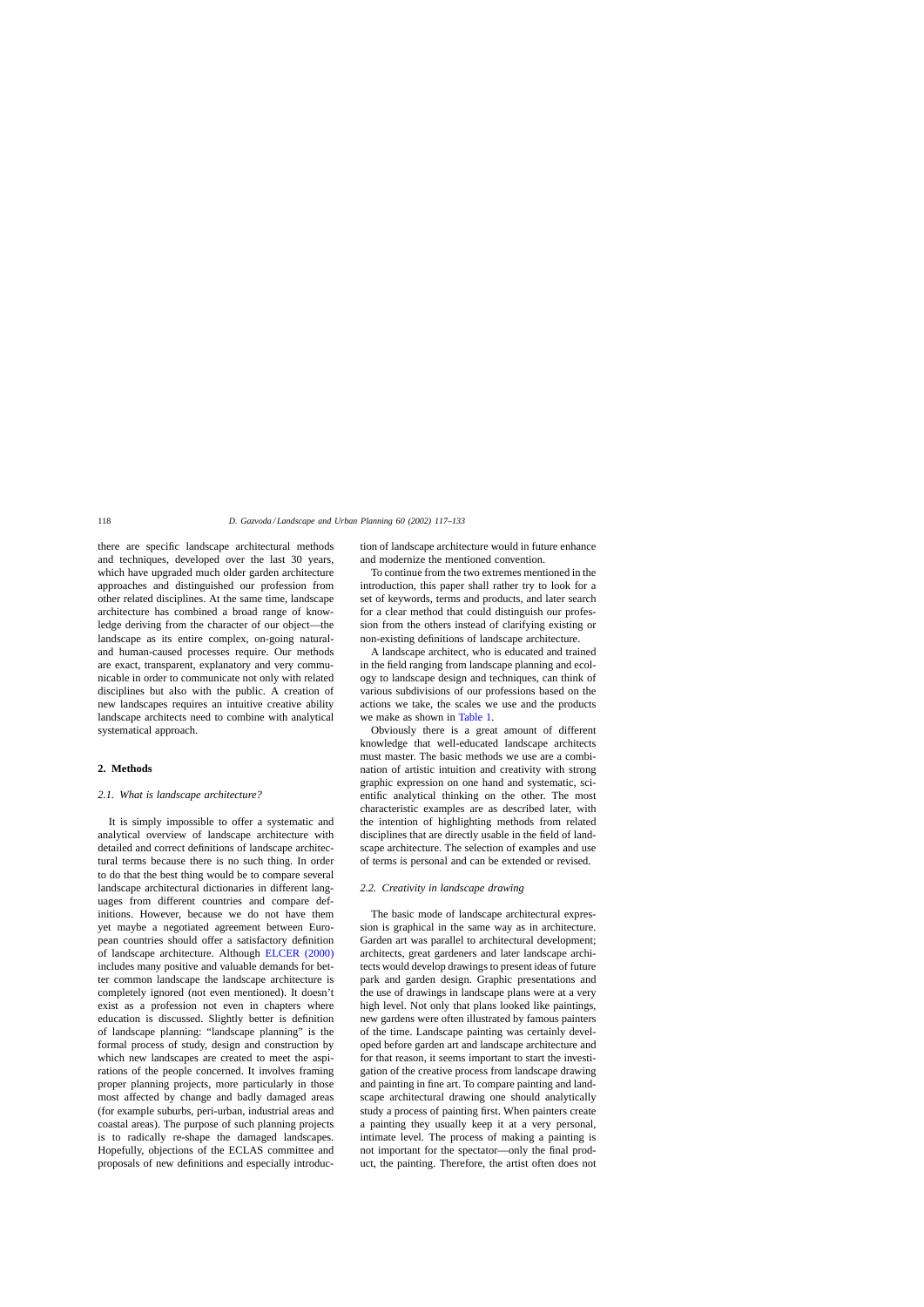there are specific landscape architectural methods and techniques, developed over the last 30 years, which have upgraded much older garden architecture approaches and distinguished our profession from other related disciplines. At the same time, landscape architecture has combined a broad range of knowledge deriving from the character of our object—the landscape as its entire complex, on-going natural- and human-caused processes require. Our methods are exact, transparent, explanatory and very communicable in order to communicate not only with related disciplines but also with the public. A creation of new landscapes requires an intuitive creative ability landscape architects need to combine with analytical systematical approach.

## 2. Methods

### 2.1. What is landscape architecture?

It is simply impossible to offer a systematic and analytical overview of landscape architecture with detailed and correct definitions of landscape architectural terms because there is no such thing. In order to do that the best thing would be to compare several landscape architectural dictionaries in different languages from different countries and compare definitions. However, because we do not have them yet maybe a negotiated agreement between European countries should offer a satisfactory definition of landscape architecture. Although ELCER (2000) includes many positive and valuable demands for better common landscape the landscape architecture is completely ignored (not even mentioned). It doesn't exist as a profession not even in chapters where education is discussed. Slightly better is definition of landscape planning: "landscape planning" is the formal process of study, design and construction by which new landscapes are created to meet the aspirations of the people concerned. It involves framing proper planning projects, more particularly in those most affected by change and badly damaged areas (for example suburbs, peri-urban, industrial areas and coastal areas). The purpose of such planning projects is to radically re-shape the damaged landscapes. Hopefully, objections of the ECLAS committee and proposals of new definitions and especially introduction of landscape architecture would in future enhance and modernize the mentioned convention.

To continue from the two extremes mentioned in the introduction, this paper shall rather try to look for a set of keywords, terms and products, and later search for a clear method that could distinguish our profession from the others instead of clarifying existing or non-existing definitions of landscape architecture.

A landscape architect, who is educated and trained in the field ranging from landscape planning and ecology to landscape design and techniques, can think of various subdivisions of our professions based on the actions we take, the scales we use and the products we make as shown in Table 1.

Obviously there is a great amount of different knowledge that well-educated landscape architects must master. The basic methods we use are a combination of artistic intuition and creativity with strong graphic expression on one hand and systematic, scientific analytical thinking on the other. The most characteristic examples are as described later, with the intention of highlighting methods from related disciplines that are directly usable in the field of landscape architecture. The selection of examples and use of terms is personal and can be extended or revised.

### 2.2. Creativity in landscape drawing

The basic mode of landscape architectural expression is graphical in the same way as in architecture. Garden art was parallel to architectural development; architects, great gardeners and later landscape architects would develop drawings to present ideas of future park and garden design. Graphic presentations and the use of drawings in landscape plans were at a very high level. Not only that plans looked like paintings, new gardens were often illustrated by famous painters of the time. Landscape painting was certainly developed before garden art and landscape architecture and for that reason, it seems important to start the investigation of the creative process from landscape drawing and painting in fine art. To compare painting and landscape architectural drawing one should analytically study a process of painting first. When painters create a painting they usually keep it at a very personal, intimate level. The process of making a painting is not important for the spectator—only the final product, the painting. Therefore, the artist often does not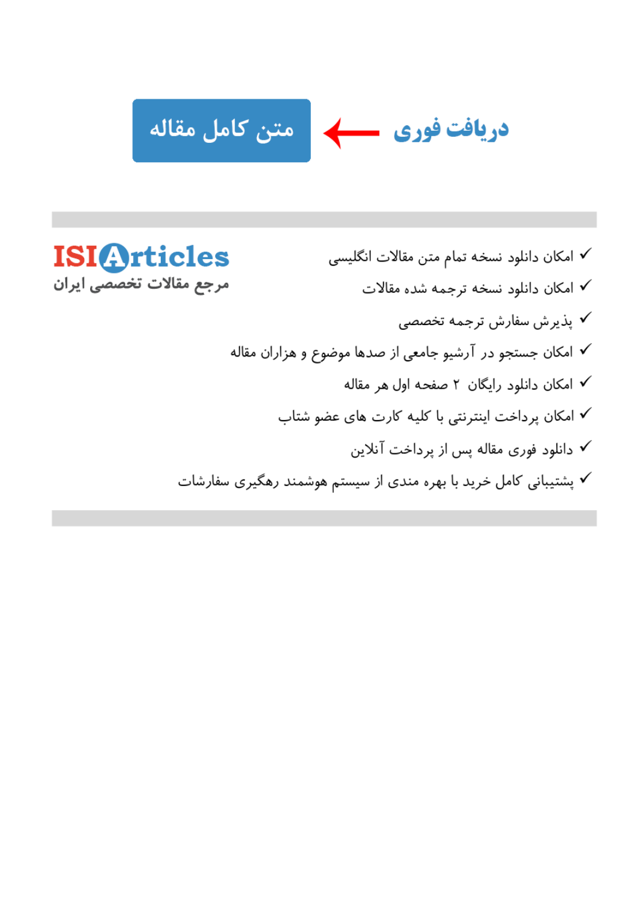دریافت فوری ← متن کامل مقاله

**ISIArticles**
مرجع مقالات تخصصی ایران

- ✓ امکان دانلود نسخه تمام متن مقالات انگلیسی
- ✓ امکان دانلود نسخه ترجمه شده مقالات
- ✓ پذیرش سفارش ترجمه تخصصی
- ✓ امکان جستجو در آرشیو جامعی از صدها موضوع و هزاران مقاله
- ✓ امکان دانلود رایگان ۲ صفحه اول هر مقاله
- ✓ امکان پرداخت اینترنتی با کلیه کارت های عضو شتاب
- ✓ دانلود فوری مقاله پس از پرداخت آنلاین
- ✓ پشتیبانی کامل خرید با بهره مندی از سیستم هوشمند رهگیری سفارشات